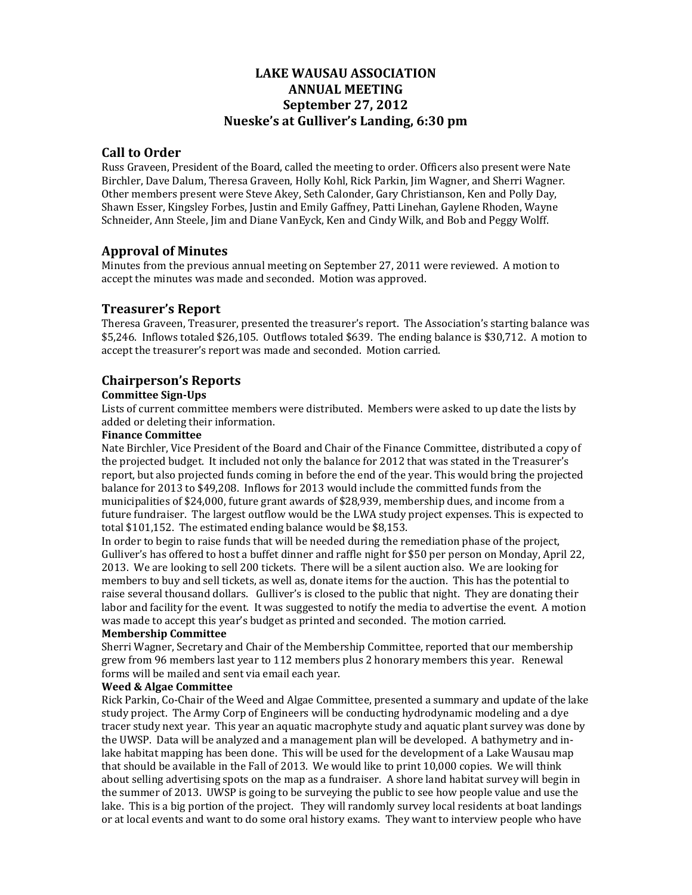# LAKE WAUSAU ASSOCIATION
# ANNUAL MEETING
# September 27, 2012
# Nueske's at Gulliver's Landing, 6:30 pm

## Call to Order

Russ Graveen, President of the Board, called the meeting to order. Officers also present were Nate Birchler, Dave Dalum, Theresa Graveen, Holly Kohl, Rick Parkin, Jim Wagner, and Sherri Wagner. Other members present were Steve Akey, Seth Calonder, Gary Christianson, Ken and Polly Day, Shawn Esser, Kingsley Forbes, Justin and Emily Gaffney, Patti Linehan, Gaylene Rhoden, Wayne Schneider, Ann Steele, Jim and Diane VanEyck, Ken and Cindy Wilk, and Bob and Peggy Wolff.

## Approval of Minutes

Minutes from the previous annual meeting on September 27, 2011 were reviewed. A motion to accept the minutes was made and seconded. Motion was approved.

## Treasurer's Report

Theresa Graveen, Treasurer, presented the treasurer's report. The Association's starting balance was $5,246. Inflows totaled $26,105. Outflows totaled $639. The ending balance is $30,712. A motion to accept the treasurer's report was made and seconded. Motion carried.

## Chairperson's Reports

### Committee Sign-Ups

Lists of current committee members were distributed. Members were asked to up date the lists by added or deleting their information.

### Finance Committee

Nate Birchler, Vice President of the Board and Chair of the Finance Committee, distributed a copy of the projected budget. It included not only the balance for 2012 that was stated in the Treasurer's report, but also projected funds coming in before the end of the year. This would bring the projected balance for 2013 to $49,208. Inflows for 2013 would include the committed funds from the municipalities of $24,000, future grant awards of $28,939, membership dues, and income from a future fundraiser. The largest outflow would be the LWA study project expenses. This is expected to total $101,152. The estimated ending balance would be $8,153.

In order to begin to raise funds that will be needed during the remediation phase of the project, Gulliver's has offered to host a buffet dinner and raffle night for $50 per person on Monday, April 22, 2013. We are looking to sell 200 tickets. There will be a silent auction also. We are looking for members to buy and sell tickets, as well as, donate items for the auction. This has the potential to raise several thousand dollars. Gulliver's is closed to the public that night. They are donating their labor and facility for the event. It was suggested to notify the media to advertise the event. A motion was made to accept this year's budget as printed and seconded. The motion carried.

### Membership Committee

Sherri Wagner, Secretary and Chair of the Membership Committee, reported that our membership grew from 96 members last year to 112 members plus 2 honorary members this year. Renewal forms will be mailed and sent via email each year.

### Weed & Algae Committee

Rick Parkin, Co-Chair of the Weed and Algae Committee, presented a summary and update of the lake study project. The Army Corp of Engineers will be conducting hydrodynamic modeling and a dye tracer study next year. This year an aquatic macrophyte study and aquatic plant survey was done by the UWSP. Data will be analyzed and a management plan will be developed. A bathymetry and in-lake habitat mapping has been done. This will be used for the development of a Lake Wausau map that should be available in the Fall of 2013. We would like to print 10,000 copies. We will think about selling advertising spots on the map as a fundraiser. A shore land habitat survey will begin in the summer of 2013. UWSP is going to be surveying the public to see how people value and use the lake. This is a big portion of the project. They will randomly survey local residents at boat landings or at local events and want to do some oral history exams. They want to interview people who have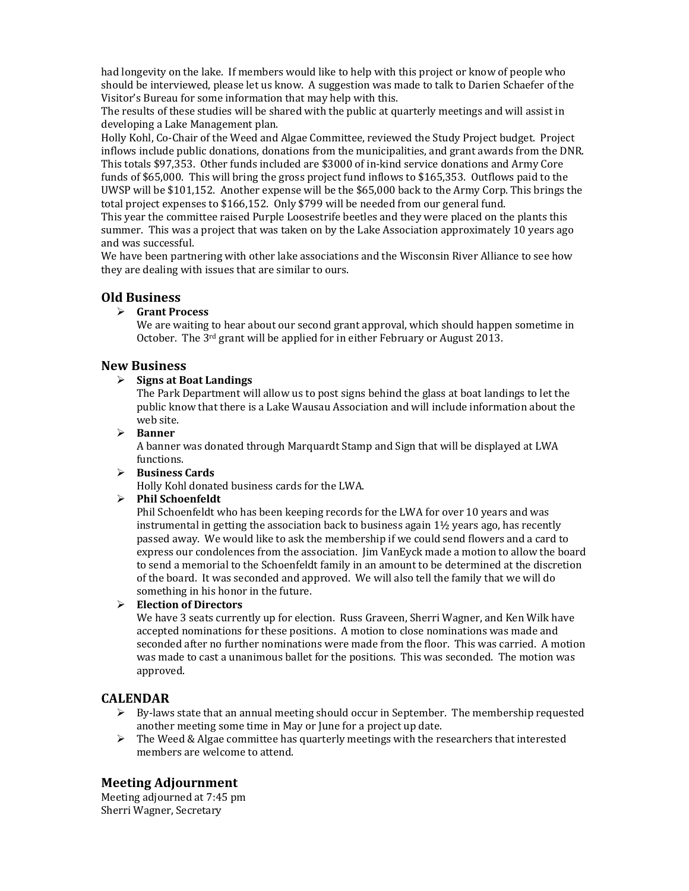had longevity on the lake. If members would like to help with this project or know of people who should be interviewed, please let us know. A suggestion was made to talk to Darien Schaefer of the Visitor's Bureau for some information that may help with this.

The results of these studies will be shared with the public at quarterly meetings and will assist in developing a Lake Management plan.

Holly Kohl, Co-Chair of the Weed and Algae Committee, reviewed the Study Project budget. Project inflows include public donations, donations from the municipalities, and grant awards from the DNR. This totals \$97,353. Other funds included are \$3000 of in-kind service donations and Army Core funds of \$65,000. This will bring the gross project fund inflows to \$165,353. Outflows paid to the UWSP will be \$101,152. Another expense will be the \$65,000 back to the Army Corp. This brings the total project expenses to \$166,152. Only \$799 will be needed from our general fund.

This year the committee raised Purple Loosestrife beetles and they were placed on the plants this summer. This was a project that was taken on by the Lake Association approximately 10 years ago and was successful.

We have been partnering with other lake associations and the Wisconsin River Alliance to see how they are dealing with issues that are similar to ours.

## Old Business

- **Grant Process**
  We are waiting to hear about our second grant approval, which should happen sometime in October. The 3rd grant will be applied for in either February or August 2013.

## New Business

- **Signs at Boat Landings**
  The Park Department will allow us to post signs behind the glass at boat landings to let the public know that there is a Lake Wausau Association and will include information about the web site.
- **Banner**
  A banner was donated through Marquardt Stamp and Sign that will be displayed at LWA functions.
- **Business Cards**
  Holly Kohl donated business cards for the LWA.
- **Phil Schoenfeldt**
  Phil Schoenfeldt who has been keeping records for the LWA for over 10 years and was instrumental in getting the association back to business again 1½ years ago, has recently passed away. We would like to ask the membership if we could send flowers and a card to express our condolences from the association. Jim VanEyck made a motion to allow the board to send a memorial to the Schoenfeldt family in an amount to be determined at the discretion of the board. It was seconded and approved. We will also tell the family that we will do something in his honor in the future.
- **Election of Directors**
  We have 3 seats currently up for election. Russ Graveen, Sherri Wagner, and Ken Wilk have accepted nominations for these positions. A motion to close nominations was made and seconded after no further nominations were made from the floor. This was carried. A motion was made to cast a unanimous ballet for the positions. This was seconded. The motion was approved.

## CALENDAR

- By-laws state that an annual meeting should occur in September. The membership requested another meeting some time in May or June for a project up date.
- The Weed & Algae committee has quarterly meetings with the researchers that interested members are welcome to attend.

## Meeting Adjournment

Meeting adjourned at 7:45 pm
Sherri Wagner, Secretary